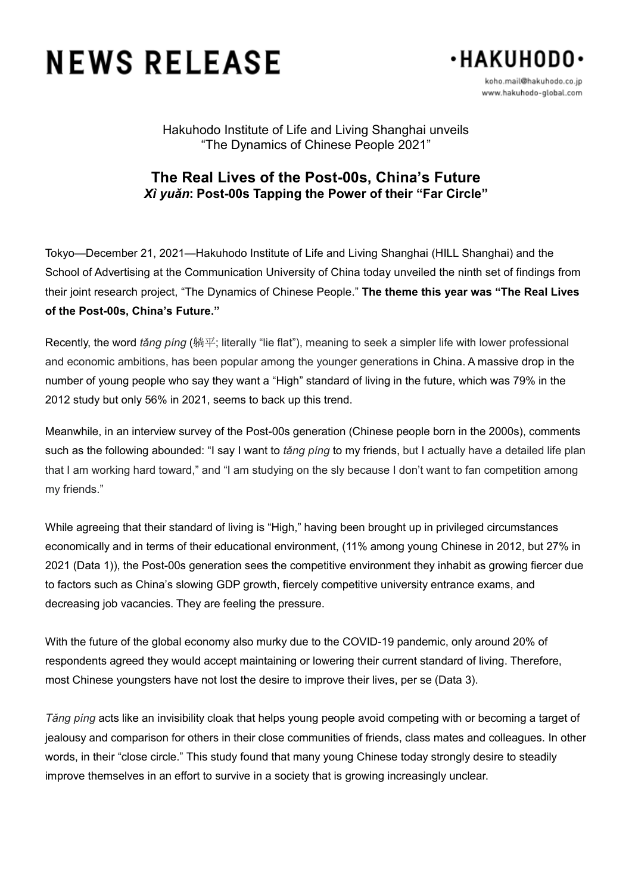# NEWS RELEASE

·HAKUHODO·

koho.mail@hakuhodo.co.jp
www.hakuhodo-global.com

Hakuhodo Institute of Life and Living Shanghai unveils
"The Dynamics of Chinese People 2021"

## The Real Lives of the Post-00s, China's Future

### *Xì yuǎn*: Post-00s Tapping the Power of their "Far Circle"

Tokyo—December 21, 2021—Hakuhodo Institute of Life and Living Shanghai (HILL Shanghai) and the School of Advertising at the Communication University of China today unveiled the ninth set of findings from their joint research project, "The Dynamics of Chinese People." **The theme this year was "The Real Lives of the Post-00s, China's Future."**

Recently, the word *tăng píng* (躺平; literally "lie flat"), meaning to seek a simpler life with lower professional and economic ambitions, has been popular among the younger generations in China. A massive drop in the number of young people who say they want a "High" standard of living in the future, which was 79% in the 2012 study but only 56% in 2021, seems to back up this trend.

Meanwhile, in an interview survey of the Post-00s generation (Chinese people born in the 2000s), comments such as the following abounded: "I say I want to *tăng píng* to my friends, but I actually have a detailed life plan that I am working hard toward," and "I am studying on the sly because I don't want to fan competition among my friends."

While agreeing that their standard of living is "High," having been brought up in privileged circumstances economically and in terms of their educational environment, (11% among young Chinese in 2012, but 27% in 2021 (Data 1)), the Post-00s generation sees the competitive environment they inhabit as growing fiercer due to factors such as China's slowing GDP growth, fiercely competitive university entrance exams, and decreasing job vacancies. They are feeling the pressure.

With the future of the global economy also murky due to the COVID-19 pandemic, only around 20% of respondents agreed they would accept maintaining or lowering their current standard of living. Therefore, most Chinese youngsters have not lost the desire to improve their lives, per se (Data 3).

*Tăng píng* acts like an invisibility cloak that helps young people avoid competing with or becoming a target of jealousy and comparison for others in their close communities of friends, class mates and colleagues. In other words, in their "close circle." This study found that many young Chinese today strongly desire to steadily improve themselves in an effort to survive in a society that is growing increasingly unclear.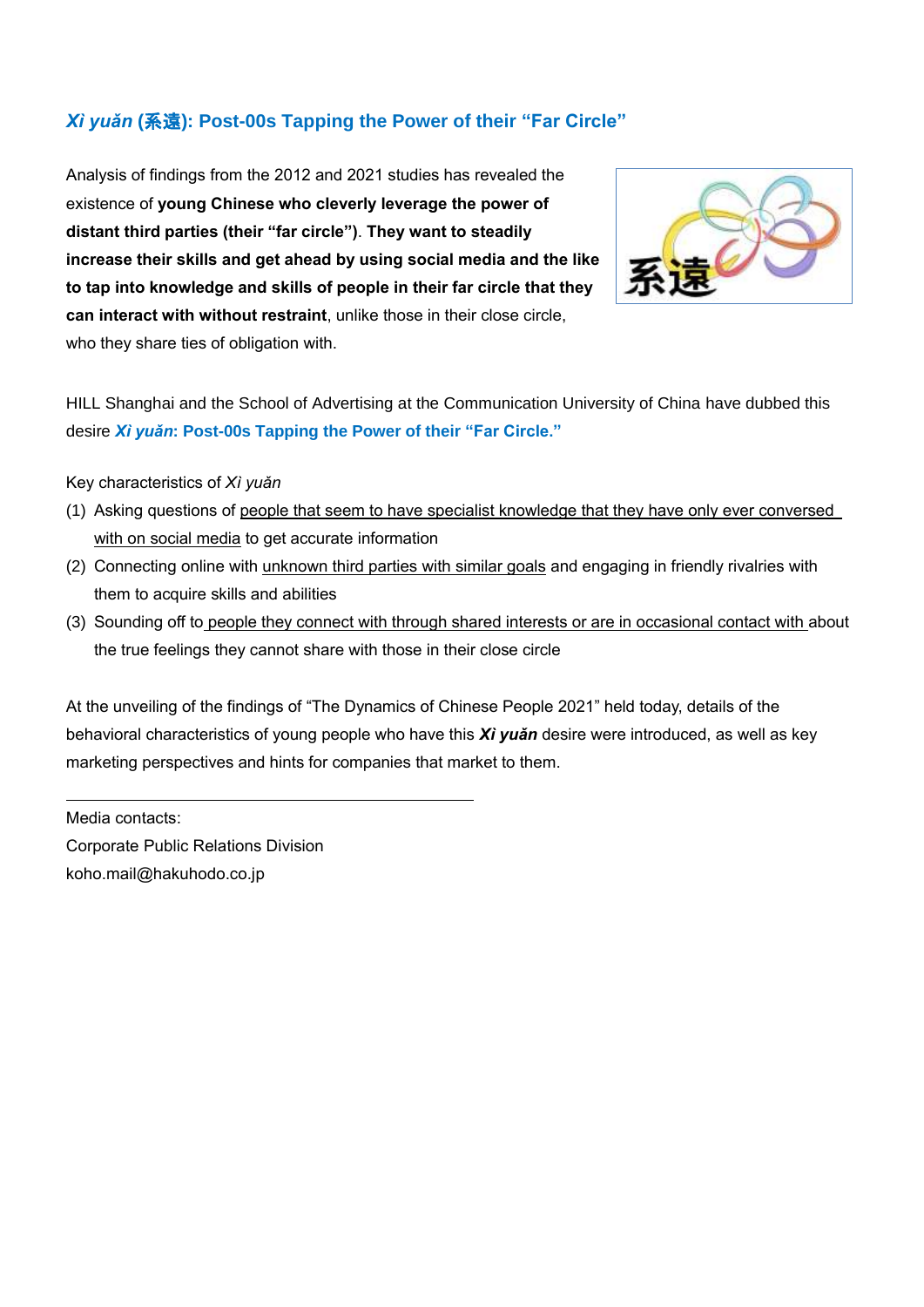## *Xì yuǎn* (系遠): Post-00s Tapping the Power of their "Far Circle"

Analysis of findings from the 2012 and 2021 studies has revealed the existence of **young Chinese who cleverly leverage the power of distant third parties (their "far circle")**. **They want to steadily increase their skills and get ahead by using social media and the like to tap into knowledge and skills of people in their far circle that they can interact with without restraint**, unlike those in their close circle, who they share ties of obligation with.

HILL Shanghai and the School of Advertising at the Communication University of China have dubbed this desire ***Xì yuǎn*: Post-00s Tapping the Power of their "Far Circle."**

Key characteristics of *Xì yuǎn*

(1) Asking questions of <u>people that seem to have specialist knowledge that they have only ever conversed with on social media</u> to get accurate information
(2) Connecting online with <u>unknown third parties with similar goals</u> and engaging in friendly rivalries with them to acquire skills and abilities
(3) Sounding off to <u>people they connect with through shared interests or are in occasional contact with</u> about the true feelings they cannot share with those in their close circle

At the unveiling of the findings of "The Dynamics of Chinese People 2021" held today, details of the behavioral characteristics of young people who have this ***Xì yuǎn*** desire were introduced, as well as key marketing perspectives and hints for companies that market to them.

---

Media contacts:
Corporate Public Relations Division
koho.mail@hakuhodo.co.jp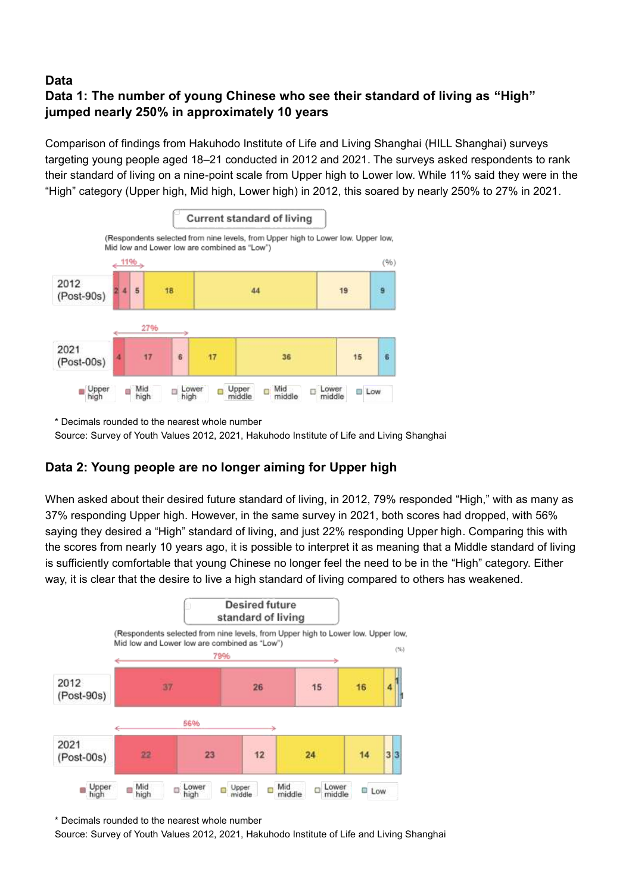## Data

### Data 1: The number of young Chinese who see their standard of living as "High" jumped nearly 250% in approximately 10 years

Comparison of findings from Hakuhodo Institute of Life and Living Shanghai (HILL Shanghai) surveys targeting young people aged 18–21 conducted in 2012 and 2021. The surveys asked respondents to rank their standard of living on a nine-point scale from Upper high to Lower low. While 11% said they were in the "High" category (Upper high, Mid high, Lower high) in 2012, this soared by nearly 250% to 27% in 2021.

**Current standard of living**

(Respondents selected from nine levels, from Upper high to Lower low. Upper low, Mid low and Lower low are combined as "Low")

(%)

| | Upper high | Mid high | Lower high | Upper middle | Mid middle | Lower middle | Low |
|---|---|---|---|---|---|---|---|
| 2012 (Post-90s) | 2 | 4 | 5 | 18 | 44 | 19 | 9 |
| 2021 (Post-00s) | 4 | 17 | 6 | 17 | 36 | 15 | 6 |

High total: 2012: 11%; 2021: 27%

\* Decimals rounded to the nearest whole number

Source: Survey of Youth Values 2012, 2021, Hakuhodo Institute of Life and Living Shanghai

### Data 2: Young people are no longer aiming for Upper high

When asked about their desired future standard of living, in 2012, 79% responded "High," with as many as 37% responding Upper high. However, in the same survey in 2021, both scores had dropped, with 56% saying they desired a "High" standard of living, and just 22% responding Upper high. Comparing this with the scores from nearly 10 years ago, it is possible to interpret it as meaning that a Middle standard of living is sufficiently comfortable that young Chinese no longer feel the need to be in the "High" category. Either way, it is clear that the desire to live a high standard of living compared to others has weakened.

**Desired future standard of living**

(Respondents selected from nine levels, from Upper high to Lower low. Upper low, Mid low and Lower low are combined as "Low")

(%)

| | Upper high | Mid high | Lower high | Upper middle | Mid middle | Lower middle | Low |
|---|---|---|---|---|---|---|---|
| 2012 (Post-90s) | 37 | 26 | 15 | 16 | 4 | 1 | 1 |
| 2021 (Post-00s) | 22 | 23 | 12 | 24 | 14 | 3 | 3 |

High total: 2012: 79%; 2021: 56%

\* Decimals rounded to the nearest whole number

Source: Survey of Youth Values 2012, 2021, Hakuhodo Institute of Life and Living Shanghai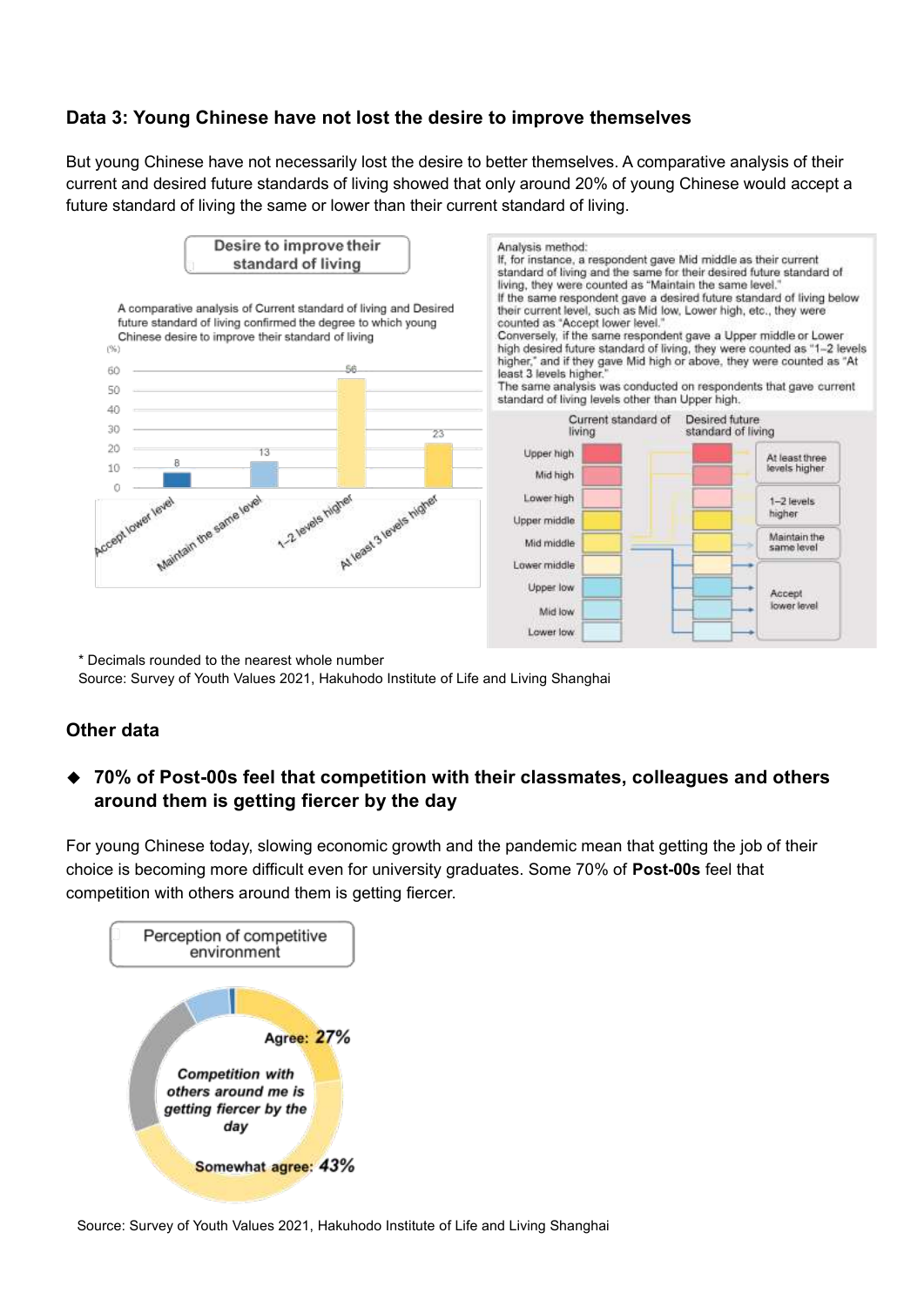### Data 3: Young Chinese have not lost the desire to improve themselves

But young Chinese have not necessarily lost the desire to better themselves. A comparative analysis of their current and desired future standards of living showed that only around 20% of young Chinese would accept a future standard of living the same or lower than their current standard of living.

**Desire to improve their standard of living**

A comparative analysis of Current standard of living and Desired future standard of living confirmed the degree to which young Chinese desire to improve their standard of living

| | (%) |
|---|---|
| Accept lower level | 8 |
| Maintain the same level | 13 |
| 1–2 levels higher | 56 |
| At least 3 levels higher | 23 |

Analysis method:
If, for instance, a respondent gave Mid middle as their current standard of living and the same for their desired future standard of living, they were counted as "Maintain the same level."
If the same respondent gave a desired future standard of living below their current level, such as Mid low, Lower high, etc., they were counted as "Accept lower level."
Conversely, if the same respondent gave a Upper middle or Lower high desired future standard of living, they were counted as "1–2 levels higher," and if they gave Mid high or above, they were counted as "At least 3 levels higher."
The same analysis was conducted on respondents that gave current standard of living levels other than Upper high.

Current standard of living / Desired future standard of living: Upper high, Mid high, Lower high, Upper middle, Mid middle, Lower middle, Upper low, Mid low, Lower low

At least three levels higher / 1–2 levels higher / Maintain the same level / Accept lower level

\* Decimals rounded to the nearest whole number
Source: Survey of Youth Values 2021, Hakuhodo Institute of Life and Living Shanghai

### Other data

- **70% of Post-00s feel that competition with their classmates, colleagues and others around them is getting fiercer by the day**

For young Chinese today, slowing economic growth and the pandemic mean that getting the job of their choice is becoming more difficult even for university graduates. Some 70% of **Post-00s** feel that competition with others around them is getting fiercer.

**Perception of competitive environment**

*Competition with others around me is getting fiercer by the day*

- Agree: *27%*
- Somewhat agree: *43%*

Source: Survey of Youth Values 2021, Hakuhodo Institute of Life and Living Shanghai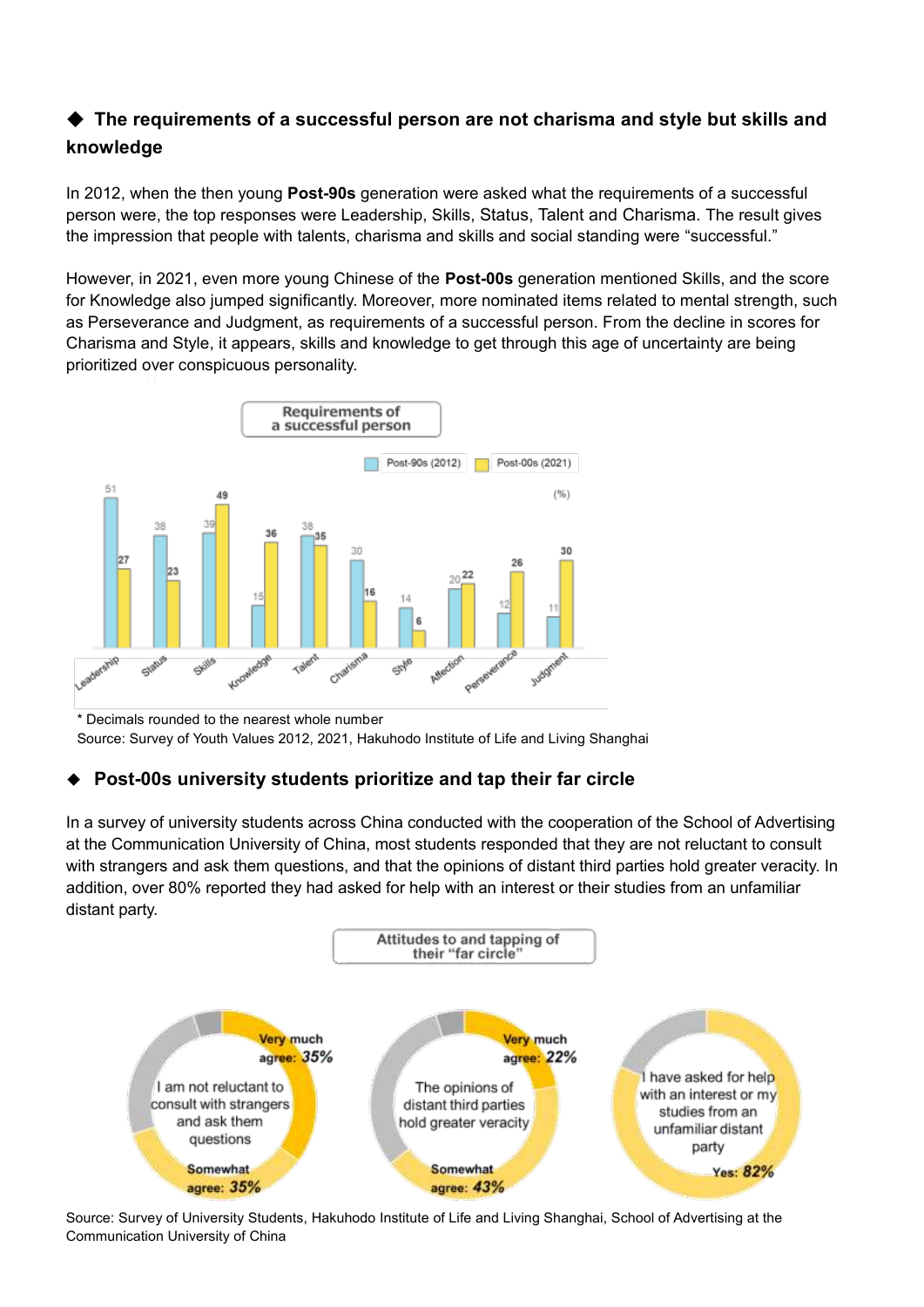## ◆ The requirements of a successful person are not charisma and style but skills and knowledge

In 2012, when the then young **Post-90s** generation were asked what the requirements of a successful person were, the top responses were Leadership, Skills, Status, Talent and Charisma. The result gives the impression that people with talents, charisma and skills and social standing were "successful."

However, in 2021, even more young Chinese of the **Post-00s** generation mentioned Skills, and the score for Knowledge also jumped significantly. Moreover, more nominated items related to mental strength, such as Perseverance and Judgment, as requirements of a successful person. From the decline in scores for Charisma and Style, it appears, skills and knowledge to get through this age of uncertainty are being prioritized over conspicuous personality.

**Requirements of a successful person** (%)

| | Post-90s (2012) | Post-00s (2021) |
|---|---|---|
| Leadership | 51 | 27 |
| Status | 38 | 23 |
| Skills | 39 | 49 |
| Knowledge | 15 | 36 |
| Talent | 38 | 35 |
| Charisma | 30 | 16 |
| Style | 14 | 6 |
| Affection | 20 | 22 |
| Perseverance | 12 | 26 |
| Judgment | 11 | 30 |

\* Decimals rounded to the nearest whole number
Source: Survey of Youth Values 2012, 2021, Hakuhodo Institute of Life and Living Shanghai

## ◆ Post-00s university students prioritize and tap their far circle

In a survey of university students across China conducted with the cooperation of the School of Advertising at the Communication University of China, most students responded that they are not reluctant to consult with strangers and ask them questions, and that the opinions of distant third parties hold greater veracity. In addition, over 80% reported they had asked for help with an interest or their studies from an unfamiliar distant party.

**Attitudes to and tapping of their "far circle"**

| Statement | Very much agree | Somewhat agree |
|---|---|---|
| I am not reluctant to consult with strangers and ask them questions | 35% | 35% |
| The opinions of distant third parties hold greater veracity | 22% | 43% |

| Statement | Yes |
|---|---|
| I have asked for help with an interest or my studies from an unfamiliar distant party | 82% |

Source: Survey of University Students, Hakuhodo Institute of Life and Living Shanghai, School of Advertising at the Communication University of China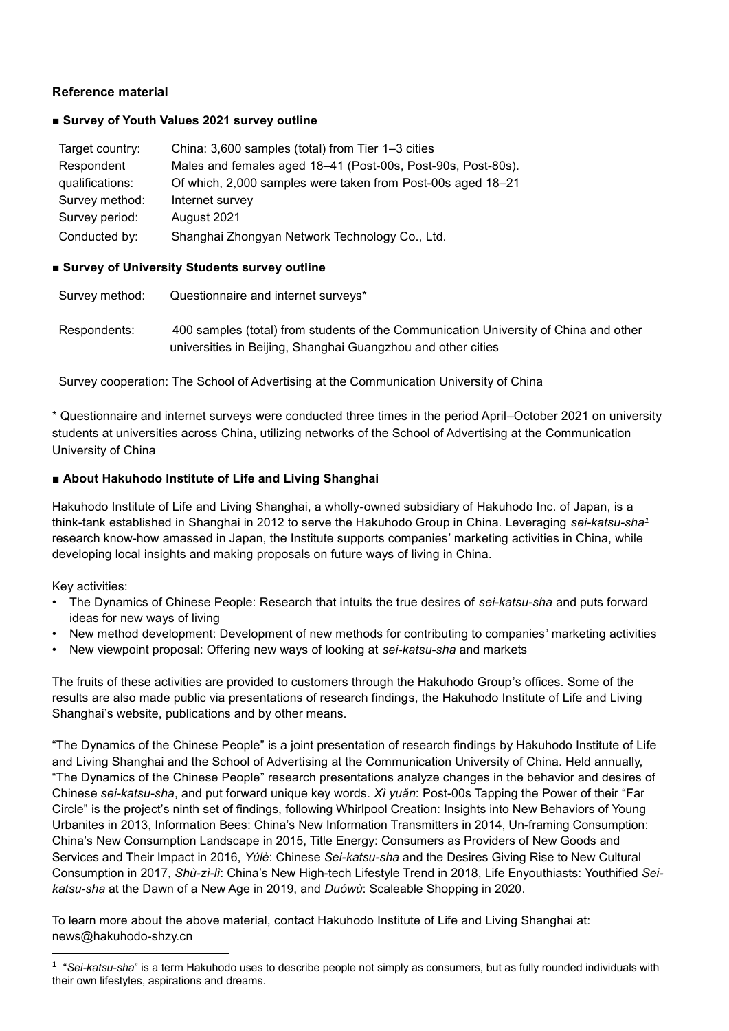**Reference material**

**■ Survey of Youth Values 2021 survey outline**

| | |
|---|---|
| Target country: | China: 3,600 samples (total) from Tier 1–3 cities |
| Respondent qualifications: | Males and females aged 18–41 (Post-00s, Post-90s, Post-80s). Of which, 2,000 samples were taken from Post-00s aged 18–21 |
| Survey method: | Internet survey |
| Survey period: | August 2021 |
| Conducted by: | Shanghai Zhongyan Network Technology Co., Ltd. |

**■ Survey of University Students survey outline**

| | |
|---|---|
| Survey method: | Questionnaire and internet surveys* |
| Respondents: | 400 samples (total) from students of the Communication University of China and other universities in Beijing, Shanghai Guangzhou and other cities |

Survey cooperation: The School of Advertising at the Communication University of China

* Questionnaire and internet surveys were conducted three times in the period April–October 2021 on university students at universities across China, utilizing networks of the School of Advertising at the Communication University of China

**■ About Hakuhodo Institute of Life and Living Shanghai**

Hakuhodo Institute of Life and Living Shanghai, a wholly-owned subsidiary of Hakuhodo Inc. of Japan, is a think-tank established in Shanghai in 2012 to serve the Hakuhodo Group in China. Leveraging *sei-katsu-sha*[1] research know-how amassed in Japan, the Institute supports companies' marketing activities in China, while developing local insights and making proposals on future ways of living in China.

Key activities:

- The Dynamics of Chinese People: Research that intuits the true desires of *sei-katsu-sha* and puts forward ideas for new ways of living
- New method development: Development of new methods for contributing to companies' marketing activities
- New viewpoint proposal: Offering new ways of looking at *sei-katsu-sha* and markets

The fruits of these activities are provided to customers through the Hakuhodo Group's offices. Some of the results are also made public via presentations of research findings, the Hakuhodo Institute of Life and Living Shanghai's website, publications and by other means.

"The Dynamics of the Chinese People" is a joint presentation of research findings by Hakuhodo Institute of Life and Living Shanghai and the School of Advertising at the Communication University of China. Held annually, "The Dynamics of the Chinese People" research presentations analyze changes in the behavior and desires of Chinese *sei-katsu-sha*, and put forward unique key words. *Xì yuǎn*: Post-00s Tapping the Power of their "Far Circle" is the project's ninth set of findings, following Whirlpool Creation: Insights into New Behaviors of Young Urbanites in 2013, Information Bees: China's New Information Transmitters in 2014, Un-framing Consumption: China's New Consumption Landscape in 2015, Title Energy: Consumers as Providers of New Goods and Services and Their Impact in 2016, *Yúlè*: Chinese *Sei-katsu-sha* and the Desires Giving Rise to New Cultural Consumption in 2017, *Shù-zì-lì*: China's New High-tech Lifestyle Trend in 2018, Life Enyouthiasts: Youthified *Sei-katsu-sha* at the Dawn of a New Age in 2019, and *Duówù*: Scaleable Shopping in 2020.

To learn more about the above material, contact Hakuhodo Institute of Life and Living Shanghai at: news@hakuhodo-shzy.cn

---

[1] "*Sei-katsu-sha*" is a term Hakuhodo uses to describe people not simply as consumers, but as fully rounded individuals with their own lifestyles, aspirations and dreams.